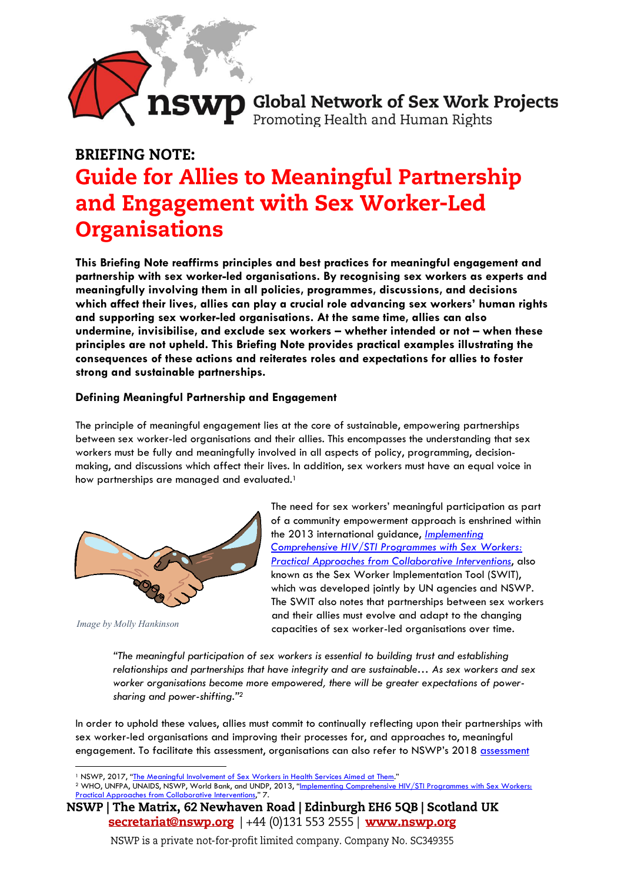nswp Global Network of Sex Work Projects
Promoting Health and Human Rights

## BRIEFING NOTE:

# Guide for Allies to Meaningful Partnership and Engagement with Sex Worker-Led Organisations

**This Briefing Note reaffirms principles and best practices for meaningful engagement and partnership with sex worker-led organisations. By recognising sex workers as experts and meaningfully involving them in all policies, programmes, discussions, and decisions which affect their lives, allies can play a crucial role advancing sex workers' human rights and supporting sex worker-led organisations. At the same time, allies can also undermine, invisibilise, and exclude sex workers – whether intended or not – when these principles are not upheld. This Briefing Note provides practical examples illustrating the consequences of these actions and reiterates roles and expectations for allies to foster strong and sustainable partnerships.**

### Defining Meaningful Partnership and Engagement

The principle of meaningful engagement lies at the core of sustainable, empowering partnerships between sex worker-led organisations and their allies. This encompasses the understanding that sex workers must be fully and meaningfully involved in all aspects of policy, programming, decision-making, and discussions which affect their lives. In addition, sex workers must have an equal voice in how partnerships are managed and evaluated.[1]

*Image by Molly Hankinson*

The need for sex workers' meaningful participation as part of a community empowerment approach is enshrined within the 2013 international guidance, *Implementing Comprehensive HIV/STI Programmes with Sex Workers: Practical Approaches from Collaborative Interventions*, also known as the Sex Worker Implementation Tool (SWIT), which was developed jointly by UN agencies and NSWP. The SWIT also notes that partnerships between sex workers and their allies must evolve and adapt to the changing capacities of sex worker-led organisations over time.

> *"The meaningful participation of sex workers is essential to building trust and establishing relationships and partnerships that have integrity and are sustainable… As sex workers and sex worker organisations become more empowered, there will be greater expectations of power-sharing and power-shifting."*[2]

In order to uphold these values, allies must commit to continually reflecting upon their partnerships with sex worker-led organisations and improving their processes for, and approaches to, meaningful engagement. To facilitate this assessment, organisations can also refer to NSWP's 2018 assessment

[1] NSWP, 2017, "The Meaningful Involvement of Sex Workers in Health Services Aimed at Them."
[2] WHO, UNFPA, UNAIDS, NSWP, World Bank, and UNDP, 2013, "Implementing Comprehensive HIV/STI Programmes with Sex Workers: Practical Approaches from Collaborative Interventions," 7.

NSWP | The Matrix, 62 Newhaven Road | Edinburgh EH6 5QB | Scotland UK
secretariat@nswp.org | +44 (0)131 553 2555 | www.nswp.org
NSWP is a private not-for-profit limited company. Company No. SC349355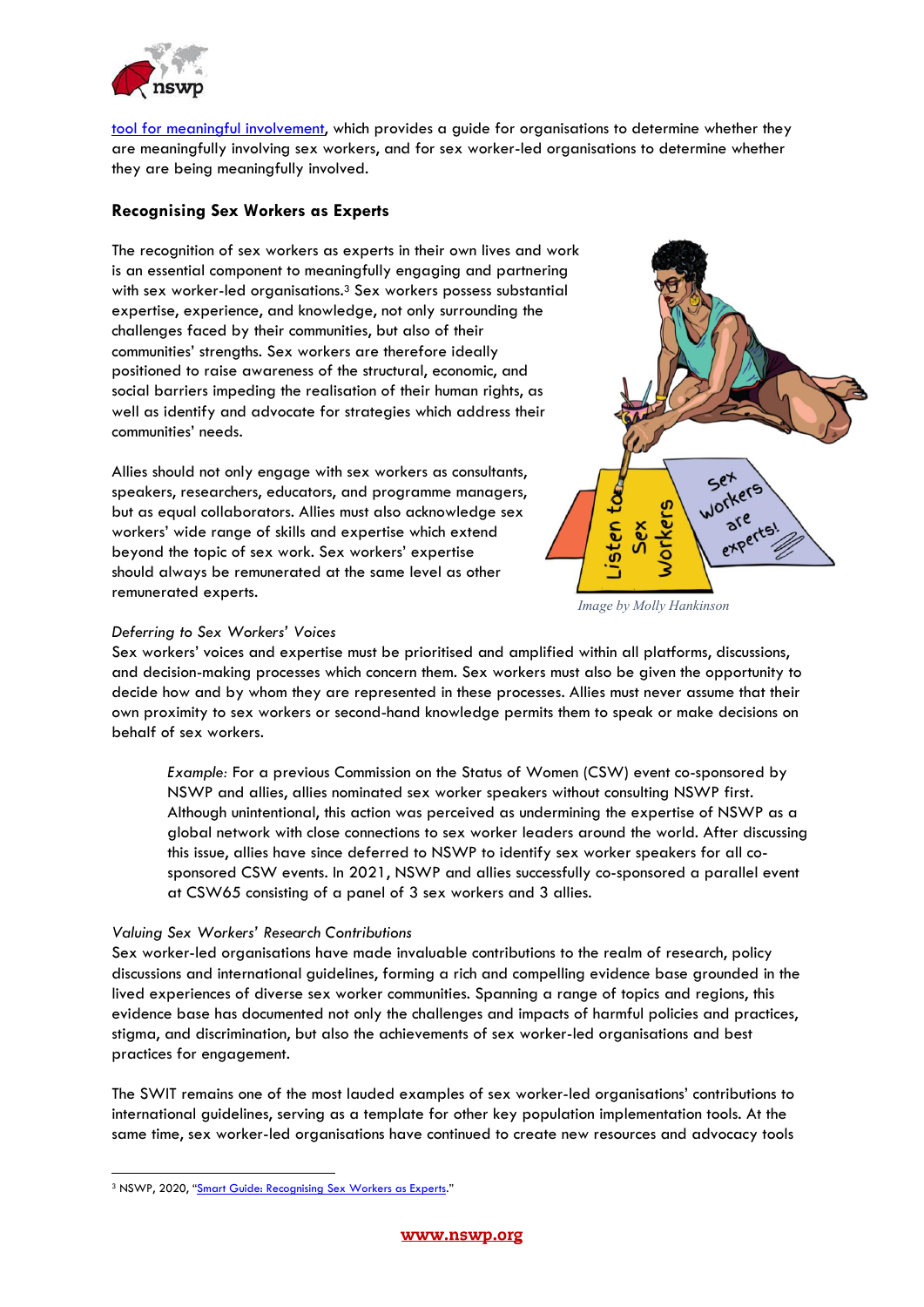tool for meaningful involvement, which provides a guide for organisations to determine whether they are meaningfully involving sex workers, and for sex worker-led organisations to determine whether they are being meaningfully involved.

### Recognising Sex Workers as Experts

The recognition of sex workers as experts in their own lives and work is an essential component to meaningfully engaging and partnering with sex worker-led organisations.[3] Sex workers possess substantial expertise, experience, and knowledge, not only surrounding the challenges faced by their communities, but also of their communities' strengths. Sex workers are therefore ideally positioned to raise awareness of the structural, economic, and social barriers impeding the realisation of their human rights, as well as identify and advocate for strategies which address their communities' needs.

Allies should not only engage with sex workers as consultants, speakers, researchers, educators, and programme managers, but as equal collaborators. Allies must also acknowledge sex workers' wide range of skills and expertise which extend beyond the topic of sex work. Sex workers' expertise should always be remunerated at the same level as other remunerated experts.

*Image by Molly Hankinson*

*Deferring to Sex Workers' Voices*

Sex workers' voices and expertise must be prioritised and amplified within all platforms, discussions, and decision-making processes which concern them. Sex workers must also be given the opportunity to decide how and by whom they are represented in these processes. Allies must never assume that their own proximity to sex workers or second-hand knowledge permits them to speak or make decisions on behalf of sex workers.

> *Example:* For a previous Commission on the Status of Women (CSW) event co-sponsored by NSWP and allies, allies nominated sex worker speakers without consulting NSWP first. Although unintentional, this action was perceived as undermining the expertise of NSWP as a global network with close connections to sex worker leaders around the world. After discussing this issue, allies have since deferred to NSWP to identify sex worker speakers for all co-sponsored CSW events. In 2021, NSWP and allies successfully co-sponsored a parallel event at CSW65 consisting of a panel of 3 sex workers and 3 allies.

*Valuing Sex Workers' Research Contributions*

Sex worker-led organisations have made invaluable contributions to the realm of research, policy discussions and international guidelines, forming a rich and compelling evidence base grounded in the lived experiences of diverse sex worker communities. Spanning a range of topics and regions, this evidence base has documented not only the challenges and impacts of harmful policies and practices, stigma, and discrimination, but also the achievements of sex worker-led organisations and best practices for engagement.

The SWIT remains one of the most lauded examples of sex worker-led organisations' contributions to international guidelines, serving as a template for other key population implementation tools. At the same time, sex worker-led organisations have continued to create new resources and advocacy tools

---

[3] NSWP, 2020, "Smart Guide: Recognising Sex Workers as Experts."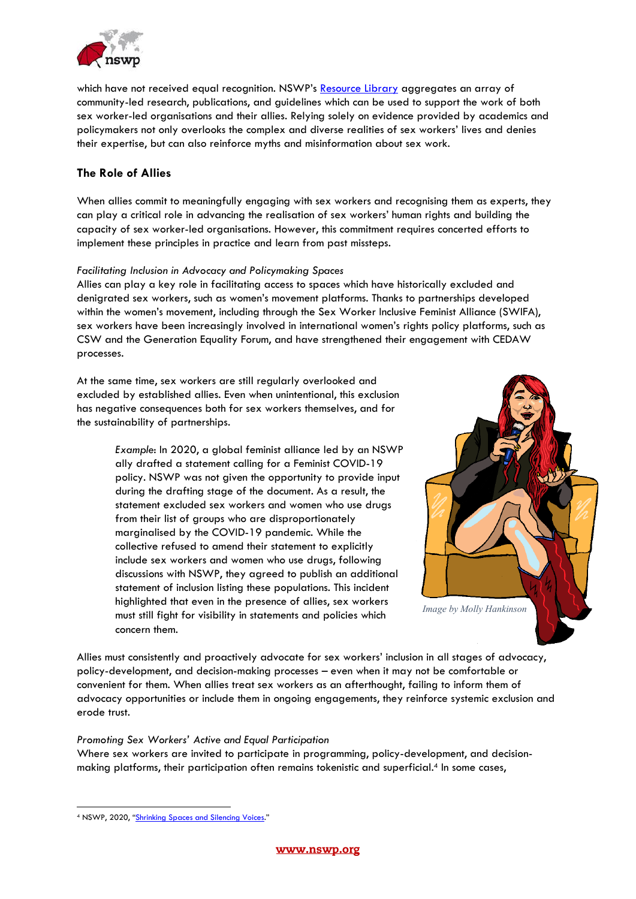which have not received equal recognition. NSWP's Resource Library aggregates an array of community-led research, publications, and guidelines which can be used to support the work of both sex worker-led organisations and their allies. Relying solely on evidence provided by academics and policymakers not only overlooks the complex and diverse realities of sex workers' lives and denies their expertise, but can also reinforce myths and misinformation about sex work.

## The Role of Allies

When allies commit to meaningfully engaging with sex workers and recognising them as experts, they can play a critical role in advancing the realisation of sex workers' human rights and building the capacity of sex worker-led organisations. However, this commitment requires concerted efforts to implement these principles in practice and learn from past missteps.

*Facilitating Inclusion in Advocacy and Policymaking Spaces*

Allies can play a key role in facilitating access to spaces which have historically excluded and denigrated sex workers, such as women's movement platforms. Thanks to partnerships developed within the women's movement, including through the Sex Worker Inclusive Feminist Alliance (SWIFA), sex workers have been increasingly involved in international women's rights policy platforms, such as CSW and the Generation Equality Forum, and have strengthened their engagement with CEDAW processes.

At the same time, sex workers are still regularly overlooked and excluded by established allies. Even when unintentional, this exclusion has negative consequences both for sex workers themselves, and for the sustainability of partnerships.

> *Example*: In 2020, a global feminist alliance led by an NSWP ally drafted a statement calling for a Feminist COVID-19 policy. NSWP was not given the opportunity to provide input during the drafting stage of the document. As a result, the statement excluded sex workers and women who use drugs from their list of groups who are disproportionately marginalised by the COVID-19 pandemic. While the collective refused to amend their statement to explicitly include sex workers and women who use drugs, following discussions with NSWP, they agreed to publish an additional statement of inclusion listing these populations. This incident highlighted that even in the presence of allies, sex workers must still fight for visibility in statements and policies which concern them.

*Image by Molly Hankinson*

Allies must consistently and proactively advocate for sex workers' inclusion in all stages of advocacy, policy-development, and decision-making processes – even when it may not be comfortable or convenient for them. When allies treat sex workers as an afterthought, failing to inform them of advocacy opportunities or include them in ongoing engagements, they reinforce systemic exclusion and erode trust.

*Promoting Sex Workers' Active and Equal Participation*

Where sex workers are invited to participate in programming, policy-development, and decision-making platforms, their participation often remains tokenistic and superficial.[4] In some cases,

---

[4] NSWP, 2020, "Shrinking Spaces and Silencing Voices."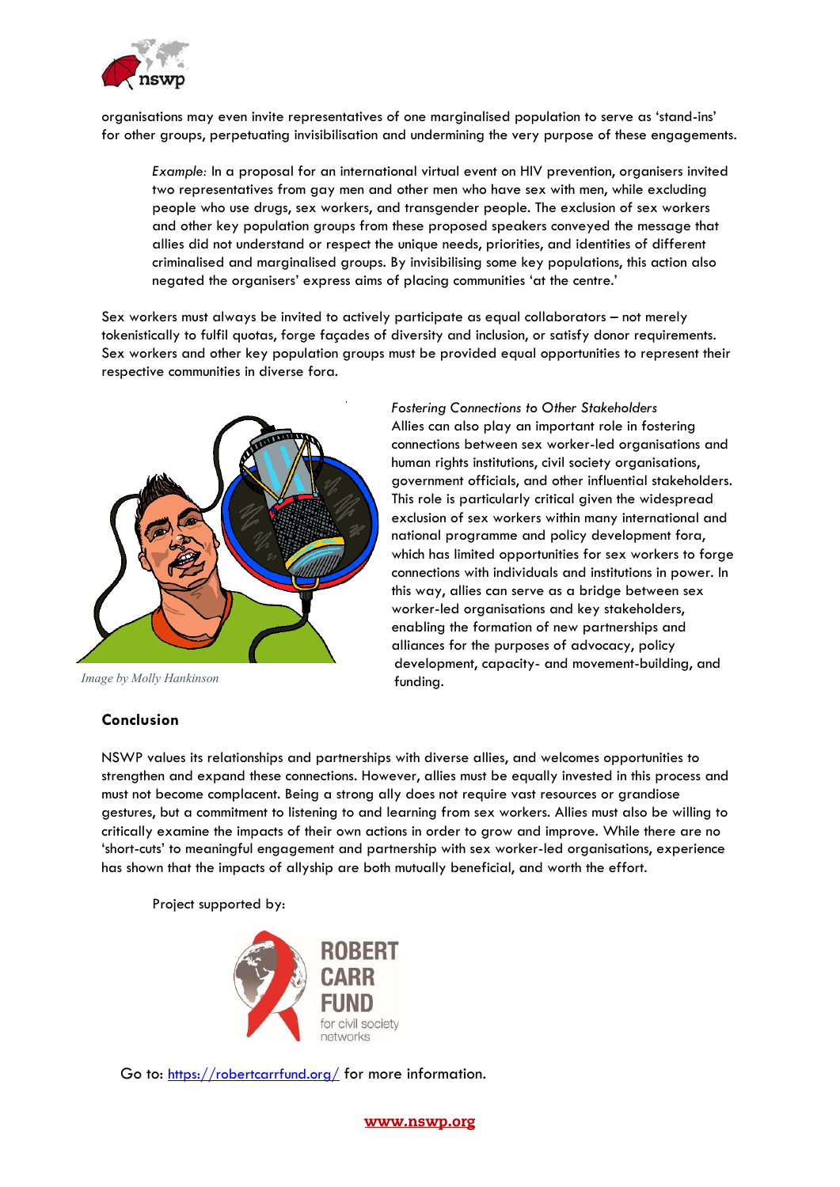organisations may even invite representatives of one marginalised population to serve as 'stand-ins' for other groups, perpetuating invisibilisation and undermining the very purpose of these engagements.

> *Example:* In a proposal for an international virtual event on HIV prevention, organisers invited two representatives from gay men and other men who have sex with men, while excluding people who use drugs, sex workers, and transgender people. The exclusion of sex workers and other key population groups from these proposed speakers conveyed the message that allies did not understand or respect the unique needs, priorities, and identities of different criminalised and marginalised groups. By invisibilising some key populations, this action also negated the organisers' express aims of placing communities 'at the centre.'

Sex workers must always be invited to actively participate as equal collaborators – not merely tokenistically to fulfil quotas, forge façades of diversity and inclusion, or satisfy donor requirements. Sex workers and other key population groups must be provided equal opportunities to represent their respective communities in diverse fora.

*Image by Molly Hankinson*

*Fostering Connections to Other Stakeholders*

Allies can also play an important role in fostering connections between sex worker-led organisations and human rights institutions, civil society organisations, government officials, and other influential stakeholders. This role is particularly critical given the widespread exclusion of sex workers within many international and national programme and policy development fora, which has limited opportunities for sex workers to forge connections with individuals and institutions in power. In this way, allies can serve as a bridge between sex worker-led organisations and key stakeholders, enabling the formation of new partnerships and alliances for the purposes of advocacy, policy development, capacity- and movement-building, and funding.

## Conclusion

NSWP values its relationships and partnerships with diverse allies, and welcomes opportunities to strengthen and expand these connections. However, allies must be equally invested in this process and must not become complacent. Being a strong ally does not require vast resources or grandiose gestures, but a commitment to listening to and learning from sex workers. Allies must also be willing to critically examine the impacts of their own actions in order to grow and improve. While there are no 'short-cuts' to meaningful engagement and partnership with sex worker-led organisations, experience has shown that the impacts of allyship are both mutually beneficial, and worth the effort.

Project supported by:

ROBERT CARR FUND for civil society networks

Go to: https://robertcarrfund.org/ for more information.